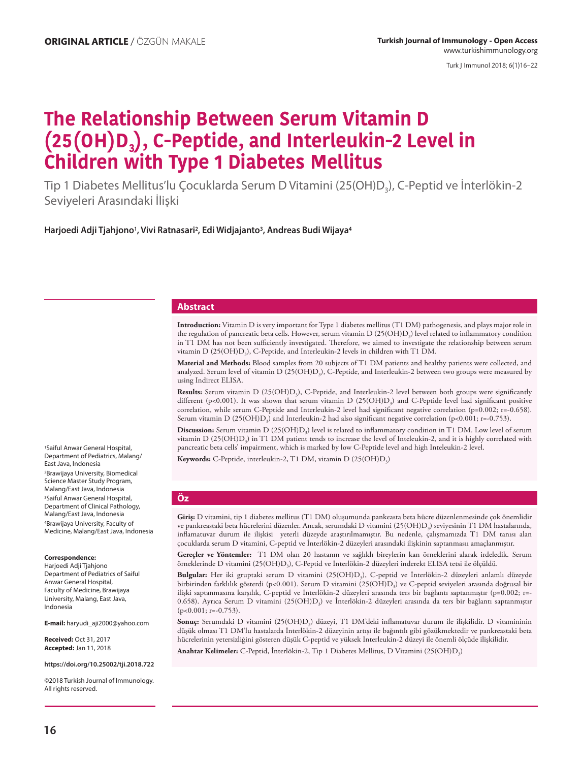ORIGINAL ARTICLE / ÖZGÜN MAKALE

# The Relationship Between Serum Vitamin D ($25(OH)D_3$), C-Peptide, and Interleukin-2 Level in Children with Type 1 Diabetes Mellitus

Tip 1 Diabetes Mellitus'lu Çocuklarda Serum D Vitamini ($25(OH)D_3$), C-Peptid ve İnterlökin-2 Seviyeleri Arasındaki İlişki

**Harjoedi Adji Tjahjono[1], Vivi Ratnasari[2], Edi Widjajanto[3], Andreas Budi Wijaya[4]**

## Abstract

**Introduction:** Vitamin D is very important for Type 1 diabetes mellitus (T1 DM) pathogenesis, and plays major role in the regulation of pancreatic beta cells. However, serum vitamin D ($25(OH)D_3$) level related to inflammatory condition in T1 DM has not been sufficiently investigated. Therefore, we aimed to investigate the relationship between serum vitamin D ($25(OH)D_3$), C-Peptide, and Interleukin-2 levels in children with T1 DM.

**Material and Methods:** Blood samples from 20 subjects of T1 DM patients and healthy patients were collected, and analyzed. Serum level of vitamin D ($25(OH)D_3$), C-Peptide, and Interleukin-2 between two groups were measured by using Indirect ELISA.

**Results:** Serum vitamin D ($25(OH)D_3$), C-Peptide, and Interleukin-2 level between both groups were significantly different ($p<0.001$). It was shown that serum vitamin D ($25(OH)D_3$) and C-Peptide level had significant positive correlation, while serum C-Peptide and Interleukin-2 level had significant negative correlation ($p=0.002$; $r=-0.658$). Serum vitamin D ($25(OH)D_3$) and Interleukin-2 had also significant negative correlation ($p<0.001$; $r=-0.753$).

**Discussion:** Serum vitamin D ($25(OH)D_3$) level is related to inflammatory condition in T1 DM. Low level of serum vitamin D ($25(OH)D_3$) in T1 DM patient tends to increase the level of Inteleukin-2, and it is highly correlated with pancreatic beta cells' impairment, which is marked by low C-Peptide level and high Inteleukin-2 level.

**Keywords:** C-Peptide, interleukin-2, T1 DM, vitamin D ($25(OH)D_3$)

## Öz

**Giriş:** D vitamini, tip 1 diabetes mellitus (T1 DM) oluşumunda pankeasta beta hücre düzenlenmesinde çok önemlidir ve pankreastaki beta hücrelerini düzenler. Ancak, serumdaki D vitamini ($25(OH)D_3$) seviyesinin T1 DM hastalarında, inflamatuvar durum ile ilişkisi yeterli düzeyde araştırılmamıştır. Bu nedenle, çalışmamızda T1 DM tanısı alan çocuklarda serum D vitamini, C-peptid ve İnterlökin-2 düzeyleri arasındaki ilişkinin saptanması amaçlanmıştır.

**Gereçler ve Yöntemler:** T1 DM olan 20 hastanın ve sağlıklı bireylerin kan örneklerini alarak irdeledik. Serum örneklerinde D vitamini ($25(OH)D_3$), C-Peptid ve İnterlökin-2 düzeyleri inderekt ELISA tetsi ile ölçüldü.

**Bulgular:** Her iki gruptaki serum D vitamini ($25(OH)D_3$), C-peptid ve İnterlökin-2 düzeyleri anlamlı düzeyde birbirinden farklılık gösterdi ($p<0.001$). Serum D vitamini ($25(OH)D_3$) ve C-peptid seviyeleri arasında doğrusal bir ilişki saptanmasına karşılık, C-peptid ve İnterlökin-2 düzeyleri arasında ters bir bağlantı saptanmıştır ($p=0.002$; $r=-0.658$). Ayrıca Serum D vitamini ($25(OH)D_3$) ve İnterlökin-2 düzeyleri arasında da ters bir bağlantı saptanmıştır ($p<0.001$; $r=-0.753$).

**Sonuç:** Serumdaki D vitamini ($25(OH)D_3$) düzeyi, T1 DM'deki inflamatuvar durum ile ilişkilidir. D vitamininin düşük olması T1 DM'lu hastalarda İnterlökin-2 düzeyinin artışı ile bağıntılı gibi gözükmektedir ve pankreastaki beta hücrelerinin yetersizliğini gösteren düşük C-peptid ve yüksek Interleukin-2 düzeyi ile önemli ölçüde ilişkilidir.

**Anahtar Kelimeler:** C-Peptid, İnterlökin-2, Tip 1 Diabetes Mellitus, D Vitamini ($25(OH)D_3$)

[1]Saiful Anwar General Hospital, Department of Pediatrics, Malang/East Java, Indonesia
[2]Brawijaya University, Biomedical Science Master Study Program, Malang/East Java, Indonesia
[3]Saiful Anwar General Hospital, Department of Clinical Pathology, Malang/East Java, Indonesia
[4]Brawijaya University, Faculty of Medicine, Malang/East Java, Indonesia

**Correspondence:**
Harjoedi Adji Tjahjono
Department of Pediatrics of Saiful Anwar General Hospital, Faculty of Medicine, Brawijaya University, Malang, East Java, Indonesia

**E-mail:** haryudi_aji2000@yahoo.com

**Received:** Oct 31, 2017
**Accepted:** Jan 11, 2018

**https://doi.org/10.25002/tji.2018.722**

©2018 Turkish Journal of Immunology. All rights reserved.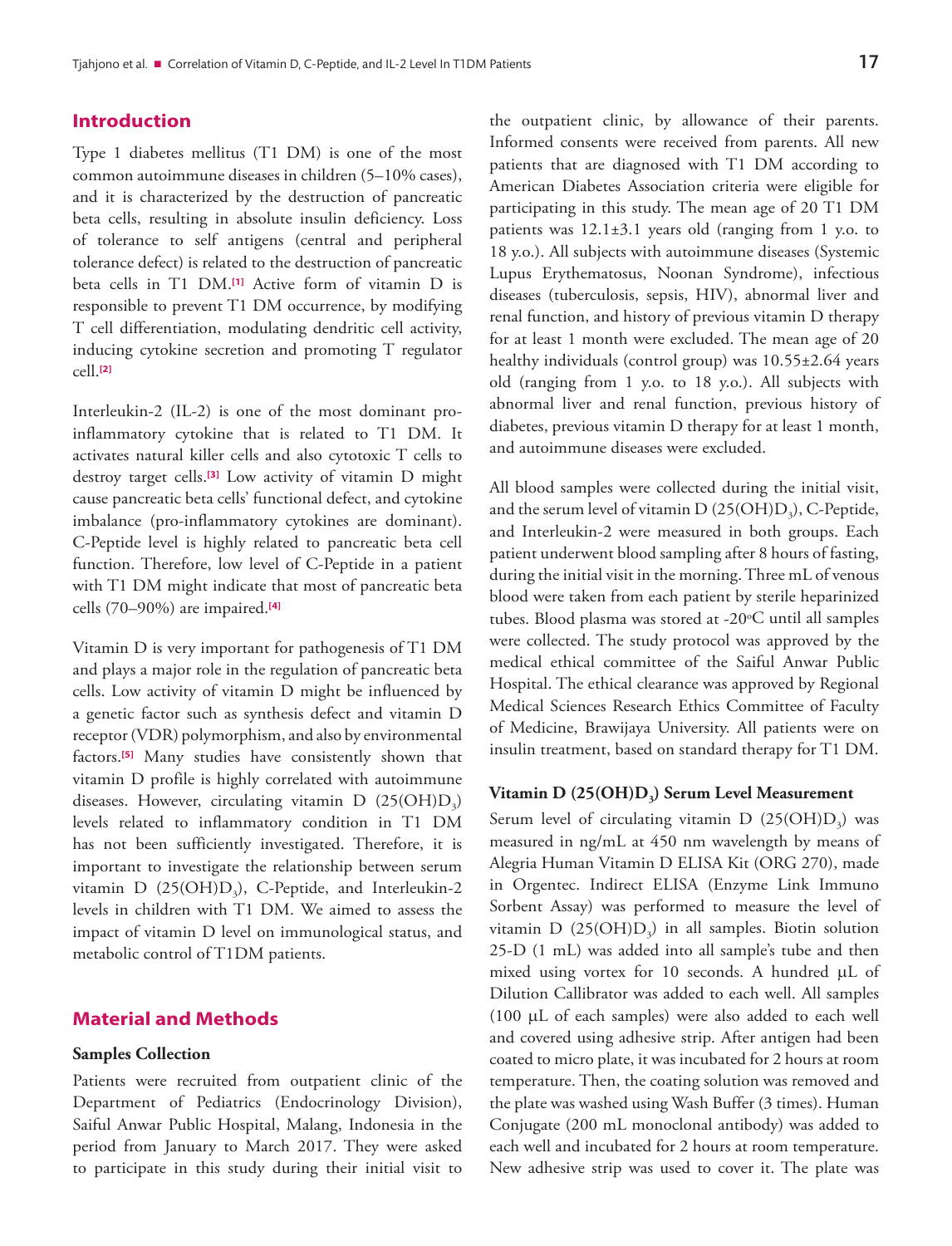## Introduction

Type 1 diabetes mellitus (T1 DM) is one of the most common autoimmune diseases in children (5–10% cases), and it is characterized by the destruction of pancreatic beta cells, resulting in absolute insulin deficiency. Loss of tolerance to self antigens (central and peripheral tolerance defect) is related to the destruction of pancreatic beta cells in T1 DM.[1] Active form of vitamin D is responsible to prevent T1 DM occurrence, by modifying T cell differentiation, modulating dendritic cell activity, inducing cytokine secretion and promoting T regulator cell.[2]

Interleukin-2 (IL-2) is one of the most dominant pro-inflammatory cytokine that is related to T1 DM. It activates natural killer cells and also cytotoxic T cells to destroy target cells.[3] Low activity of vitamin D might cause pancreatic beta cells' functional defect, and cytokine imbalance (pro-inflammatory cytokines are dominant). C-Peptide level is highly related to pancreatic beta cell function. Therefore, low level of C-Peptide in a patient with T1 DM might indicate that most of pancreatic beta cells (70–90%) are impaired.[4]

Vitamin D is very important for pathogenesis of T1 DM and plays a major role in the regulation of pancreatic beta cells. Low activity of vitamin D might be influenced by a genetic factor such as synthesis defect and vitamin D receptor (VDR) polymorphism, and also by environmental factors.[5] Many studies have consistently shown that vitamin D profile is highly correlated with autoimmune diseases. However, circulating vitamin D ($25(OH)D_3$) levels related to inflammatory condition in T1 DM has not been sufficiently investigated. Therefore, it is important to investigate the relationship between serum vitamin D ($25(OH)D_3$), C-Peptide, and Interleukin-2 levels in children with T1 DM. We aimed to assess the impact of vitamin D level on immunological status, and metabolic control of T1DM patients.

## Material and Methods

### Samples Collection

Patients were recruited from outpatient clinic of the Department of Pediatrics (Endocrinology Division), Saiful Anwar Public Hospital, Malang, Indonesia in the period from January to March 2017. They were asked to participate in this study during their initial visit to the outpatient clinic, by allowance of their parents. Informed consents were received from parents. All new patients that are diagnosed with T1 DM according to American Diabetes Association criteria were eligible for participating in this study. The mean age of 20 T1 DM patients was 12.1±3.1 years old (ranging from 1 y.o. to 18 y.o.). All subjects with autoimmune diseases (Systemic Lupus Erythematosus, Noonan Syndrome), infectious diseases (tuberculosis, sepsis, HIV), abnormal liver and renal function, and history of previous vitamin D therapy for at least 1 month were excluded. The mean age of 20 healthy individuals (control group) was 10.55±2.64 years old (ranging from 1 y.o. to 18 y.o.). All subjects with abnormal liver and renal function, previous history of diabetes, previous vitamin D therapy for at least 1 month, and autoimmune diseases were excluded.

All blood samples were collected during the initial visit, and the serum level of vitamin D ($25(OH)D_3$), C-Peptide, and Interleukin-2 were measured in both groups. Each patient underwent blood sampling after 8 hours of fasting, during the initial visit in the morning. Three mL of venous blood were taken from each patient by sterile heparinized tubes. Blood plasma was stored at -20°C until all samples were collected. The study protocol was approved by the medical ethical committee of the Saiful Anwar Public Hospital. The ethical clearance was approved by Regional Medical Sciences Research Ethics Committee of Faculty of Medicine, Brawijaya University. All patients were on insulin treatment, based on standard therapy for T1 DM.

### Vitamin D ($25(OH)D_3$) Serum Level Measurement

Serum level of circulating vitamin D ($25(OH)D_3$) was measured in ng/mL at 450 nm wavelength by means of Alegria Human Vitamin D ELISA Kit (ORG 270), made in Orgentec. Indirect ELISA (Enzyme Link Immuno Sorbent Assay) was performed to measure the level of vitamin D ($25(OH)D_3$) in all samples. Biotin solution 25-D (1 mL) was added into all sample's tube and then mixed using vortex for 10 seconds. A hundred µL of Dilution Callibrator was added to each well. All samples (100 µL of each samples) were also added to each well and covered using adhesive strip. After antigen had been coated to micro plate, it was incubated for 2 hours at room temperature. Then, the coating solution was removed and the plate was washed using Wash Buffer (3 times). Human Conjugate (200 mL monoclonal antibody) was added to each well and incubated for 2 hours at room temperature. New adhesive strip was used to cover it. The plate was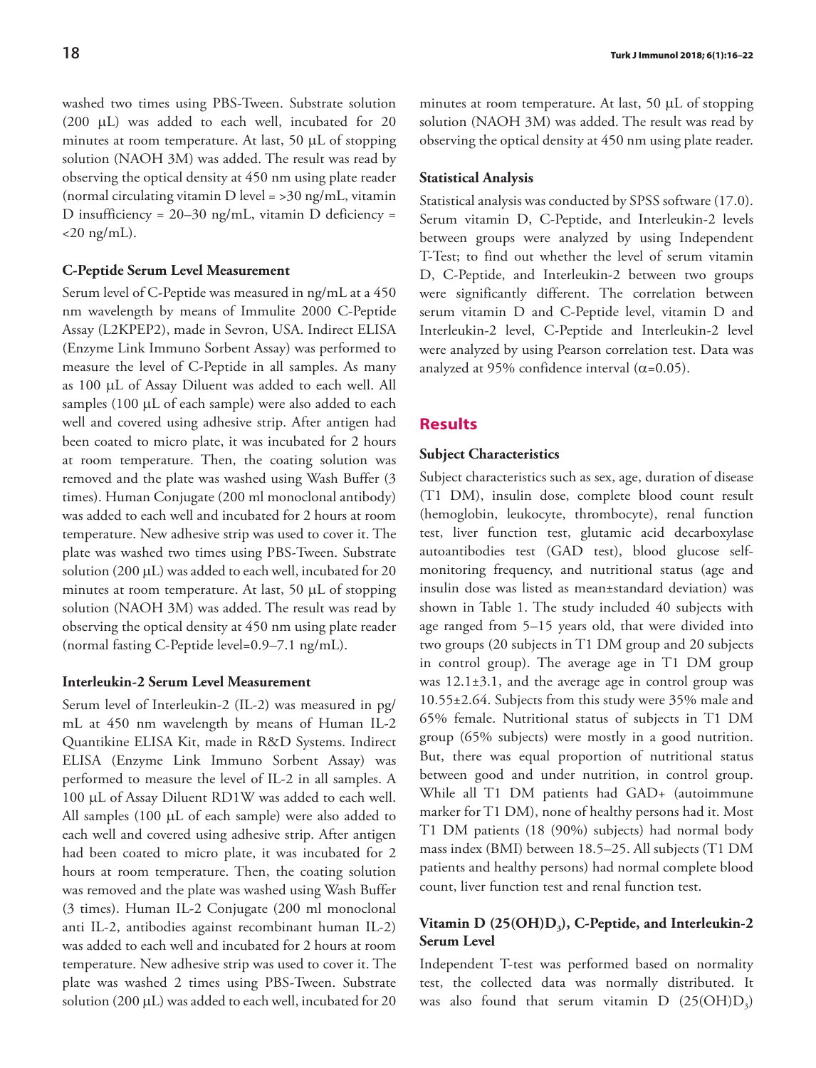washed two times using PBS-Tween. Substrate solution (200 μL) was added to each well, incubated for 20 minutes at room temperature. At last, 50 μL of stopping solution (NAOH 3M) was added. The result was read by observing the optical density at 450 nm using plate reader (normal circulating vitamin D level = >30 ng/mL, vitamin D insufficiency = 20–30 ng/mL, vitamin D deficiency = <20 ng/mL).

### C-Peptide Serum Level Measurement

Serum level of C-Peptide was measured in ng/mL at a 450 nm wavelength by means of Immulite 2000 C-Peptide Assay (L2KPEP2), made in Sevron, USA. Indirect ELISA (Enzyme Link Immuno Sorbent Assay) was performed to measure the level of C-Peptide in all samples. As many as 100 μL of Assay Diluent was added to each well. All samples (100 μL of each sample) were also added to each well and covered using adhesive strip. After antigen had been coated to micro plate, it was incubated for 2 hours at room temperature. Then, the coating solution was removed and the plate was washed using Wash Buffer (3 times). Human Conjugate (200 ml monoclonal antibody) was added to each well and incubated for 2 hours at room temperature. New adhesive strip was used to cover it. The plate was washed two times using PBS-Tween. Substrate solution (200 μL) was added to each well, incubated for 20 minutes at room temperature. At last, 50 μL of stopping solution (NAOH 3M) was added. The result was read by observing the optical density at 450 nm using plate reader (normal fasting C-Peptide level=0.9–7.1 ng/mL).

### Interleukin-2 Serum Level Measurement

Serum level of Interleukin-2 (IL-2) was measured in pg/mL at 450 nm wavelength by means of Human IL-2 Quantikine ELISA Kit, made in R&D Systems. Indirect ELISA (Enzyme Link Immuno Sorbent Assay) was performed to measure the level of IL-2 in all samples. A 100 μL of Assay Diluent RD1W was added to each well. All samples (100 μL of each sample) were also added to each well and covered using adhesive strip. After antigen had been coated to micro plate, it was incubated for 2 hours at room temperature. Then, the coating solution was removed and the plate was washed using Wash Buffer (3 times). Human IL-2 Conjugate (200 ml monoclonal anti IL-2, antibodies against recombinant human IL-2) was added to each well and incubated for 2 hours at room temperature. New adhesive strip was used to cover it. The plate was washed 2 times using PBS-Tween. Substrate solution (200 μL) was added to each well, incubated for 20 minutes at room temperature. At last, 50 μL of stopping solution (NAOH 3M) was added. The result was read by observing the optical density at 450 nm using plate reader.

### Statistical Analysis

Statistical analysis was conducted by SPSS software (17.0). Serum vitamin D, C-Peptide, and Interleukin-2 levels between groups were analyzed by using Independent T-Test; to find out whether the level of serum vitamin D, C-Peptide, and Interleukin-2 between two groups were significantly different. The correlation between serum vitamin D and C-Peptide level, vitamin D and Interleukin-2 level, C-Peptide and Interleukin-2 level were analyzed by using Pearson correlation test. Data was analyzed at 95% confidence interval ($\alpha$=0.05).

## Results

### Subject Characteristics

Subject characteristics such as sex, age, duration of disease (T1 DM), insulin dose, complete blood count result (hemoglobin, leukocyte, thrombocyte), renal function test, liver function test, glutamic acid decarboxylase autoantibodies test (GAD test), blood glucose self-monitoring frequency, and nutritional status (age and insulin dose was listed as mean±standard deviation) was shown in Table 1. The study included 40 subjects with age ranged from 5–15 years old, that were divided into two groups (20 subjects in T1 DM group and 20 subjects in control group). The average age in T1 DM group was 12.1±3.1, and the average age in control group was 10.55±2.64. Subjects from this study were 35% male and 65% female. Nutritional status of subjects in T1 DM group (65% subjects) were mostly in a good nutrition. But, there was equal proportion of nutritional status between good and under nutrition, in control group. While all T1 DM patients had GAD+ (autoimmune marker for T1 DM), none of healthy persons had it. Most T1 DM patients (18 (90%) subjects) had normal body mass index (BMI) between 18.5–25. All subjects (T1 DM patients and healthy persons) had normal complete blood count, liver function test and renal function test.

### Vitamin D ($25(OH)D_3$), C-Peptide, and Interleukin-2 Serum Level

Independent T-test was performed based on normality test, the collected data was normally distributed. It was also found that serum vitamin D ($25(OH)D_3$)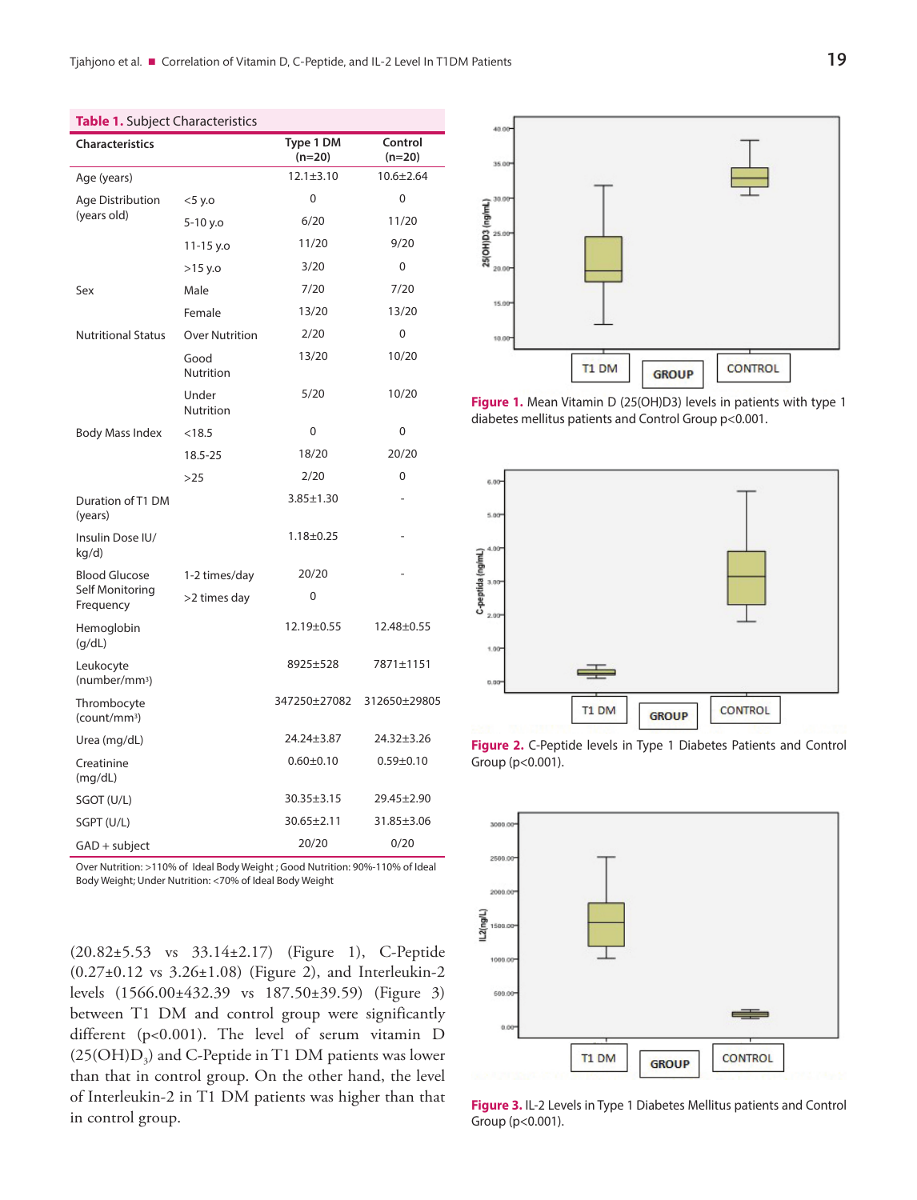**Table 1.** Subject Characteristics

| Characteristics | | Type 1 DM (n=20) | Control (n=20) |
|---|---|---|---|
| Age (years) | | 12.1±3.10 | 10.6±2.64 |
| Age Distribution (years old) | <5 y.o | 0 | 0 |
| | 5-10 y.o | 6/20 | 11/20 |
| | 11-15 y.o | 11/20 | 9/20 |
| | >15 y.o | 3/20 | 0 |
| Sex | Male | 7/20 | 7/20 |
| | Female | 13/20 | 13/20 |
| Nutritional Status | Over Nutrition | 2/20 | 0 |
| | Good Nutrition | 13/20 | 10/20 |
| | Under Nutrition | 5/20 | 10/20 |
| Body Mass Index | <18.5 | 0 | 0 |
| | 18.5-25 | 18/20 | 20/20 |
| | >25 | 2/20 | 0 |
| Duration of T1 DM (years) | | 3.85±1.30 | - |
| Insulin Dose IU/kg/d) | | 1.18±0.25 | - |
| Blood Glucose Self Monitoring Frequency | 1-2 times/day | 20/20 | - |
| | >2 times day | 0 | |
| Hemoglobin (g/dL) | | 12.19±0.55 | 12.48±0.55 |
| Leukocyte (number/mm3) | | 8925±528 | 7871±1151 |
| Thrombocyte (count/mm3) | | 347250±27082 | 312650±29805 |
| Urea (mg/dL) | | 24.24±3.87 | 24.32±3.26 |
| Creatinine (mg/dL) | | 0.60±0.10 | 0.59±0.10 |
| SGOT (U/L) | | 30.35±3.15 | 29.45±2.90 |
| SGPT (U/L) | | 30.65±2.11 | 31.85±3.06 |
| GAD + subject | | 20/20 | 0/20 |

Over Nutrition: >110% of Ideal Body Weight ; Good Nutrition: 90%-110% of Ideal Body Weight; Under Nutrition: <70% of Ideal Body Weight

(20.82±5.53 vs 33.14±2.17) (Figure 1), C-Peptide (0.27±0.12 vs 3.26±1.08) (Figure 2), and Interleukin-2 levels (1566.00±432.39 vs 187.50±39.59) (Figure 3) between T1 DM and control group were significantly different ($p<0.001$). The level of serum vitamin D ($25(OH)D_3$) and C-Peptide in T1 DM patients was lower than that in control group. On the other hand, the level of Interleukin-2 in T1 DM patients was higher than that in control group.

**Figure 1.** Mean Vitamin D (25(OH)D3) levels in patients with type 1 diabetes mellitus patients and Control Group p<0.001.

**Figure 2.** C-Peptide levels in Type 1 Diabetes Patients and Control Group (p<0.001).

**Figure 3.** IL-2 Levels in Type 1 Diabetes Mellitus patients and Control Group (p<0.001).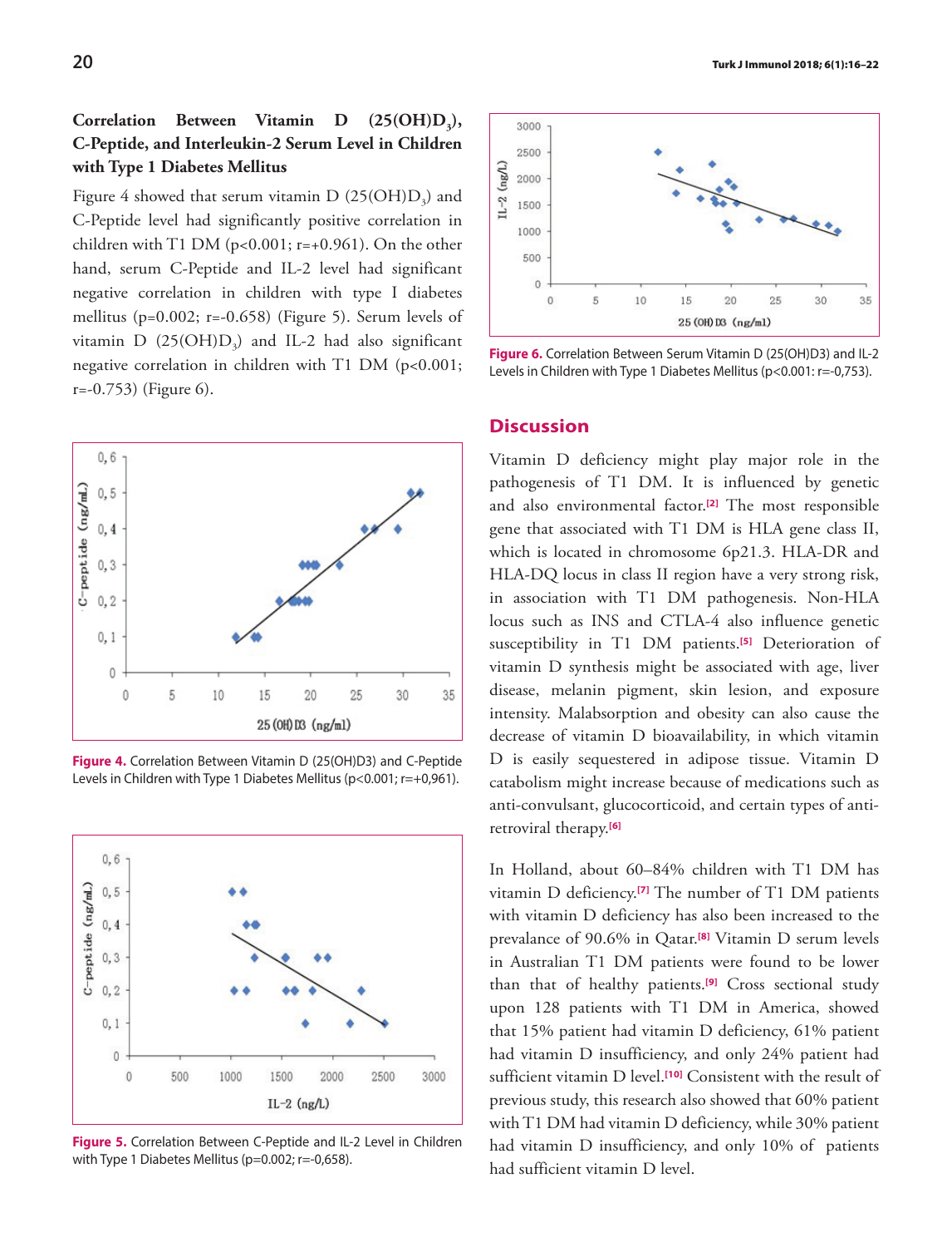### Correlation Between Vitamin D (25(OH)$D_3$), C-Peptide, and Interleukin-2 Serum Level in Children with Type 1 Diabetes Mellitus

Figure 4 showed that serum vitamin D (25(OH)$D_3$) and C-Peptide level had significantly positive correlation in children with T1 DM ($p<0.001$; $r=+0.961$). On the other hand, serum C-Peptide and IL-2 level had significant negative correlation in children with type I diabetes mellitus ($p=0.002$; $r=-0.658$) (Figure 5). Serum levels of vitamin D (25(OH)$D_3$) and IL-2 had also significant negative correlation in children with T1 DM ($p<0.001$; $r=-0.753$) (Figure 6).

**Figure 4.** Correlation Between Vitamin D (25(OH)D3) and C-Peptide Levels in Children with Type 1 Diabetes Mellitus (p<0.001; r=+0,961).

**Figure 5.** Correlation Between C-Peptide and IL-2 Level in Children with Type 1 Diabetes Mellitus (p=0.002; r=-0,658).

**Figure 6.** Correlation Between Serum Vitamin D (25(OH)D3) and IL-2 Levels in Children with Type 1 Diabetes Mellitus (p<0.001: r=-0,753).

## Discussion

Vitamin D deficiency might play major role in the pathogenesis of T1 DM. It is influenced by genetic and also environmental factor.[2] The most responsible gene that associated with T1 DM is HLA gene class II, which is located in chromosome 6p21.3. HLA-DR and HLA-DQ locus in class II region have a very strong risk, in association with T1 DM pathogenesis. Non-HLA locus such as INS and CTLA-4 also influence genetic susceptibility in T1 DM patients.[5] Deterioration of vitamin D synthesis might be associated with age, liver disease, melanin pigment, skin lesion, and exposure intensity. Malabsorption and obesity can also cause the decrease of vitamin D bioavailability, in which vitamin D is easily sequestered in adipose tissue. Vitamin D catabolism might increase because of medications such as anti-convulsant, glucocorticoid, and certain types of anti-retroviral therapy.[6]

In Holland, about 60–84% children with T1 DM has vitamin D deficiency.[7] The number of T1 DM patients with vitamin D deficiency has also been increased to the prevalance of 90.6% in Qatar.[8] Vitamin D serum levels in Australian T1 DM patients were found to be lower than that of healthy patients.[9] Cross sectional study upon 128 patients with T1 DM in America, showed that 15% patient had vitamin D deficiency, 61% patient had vitamin D insufficiency, and only 24% patient had sufficient vitamin D level.[10] Consistent with the result of previous study, this research also showed that 60% patient with T1 DM had vitamin D deficiency, while 30% patient had vitamin D insufficiency, and only 10% of patients had sufficient vitamin D level.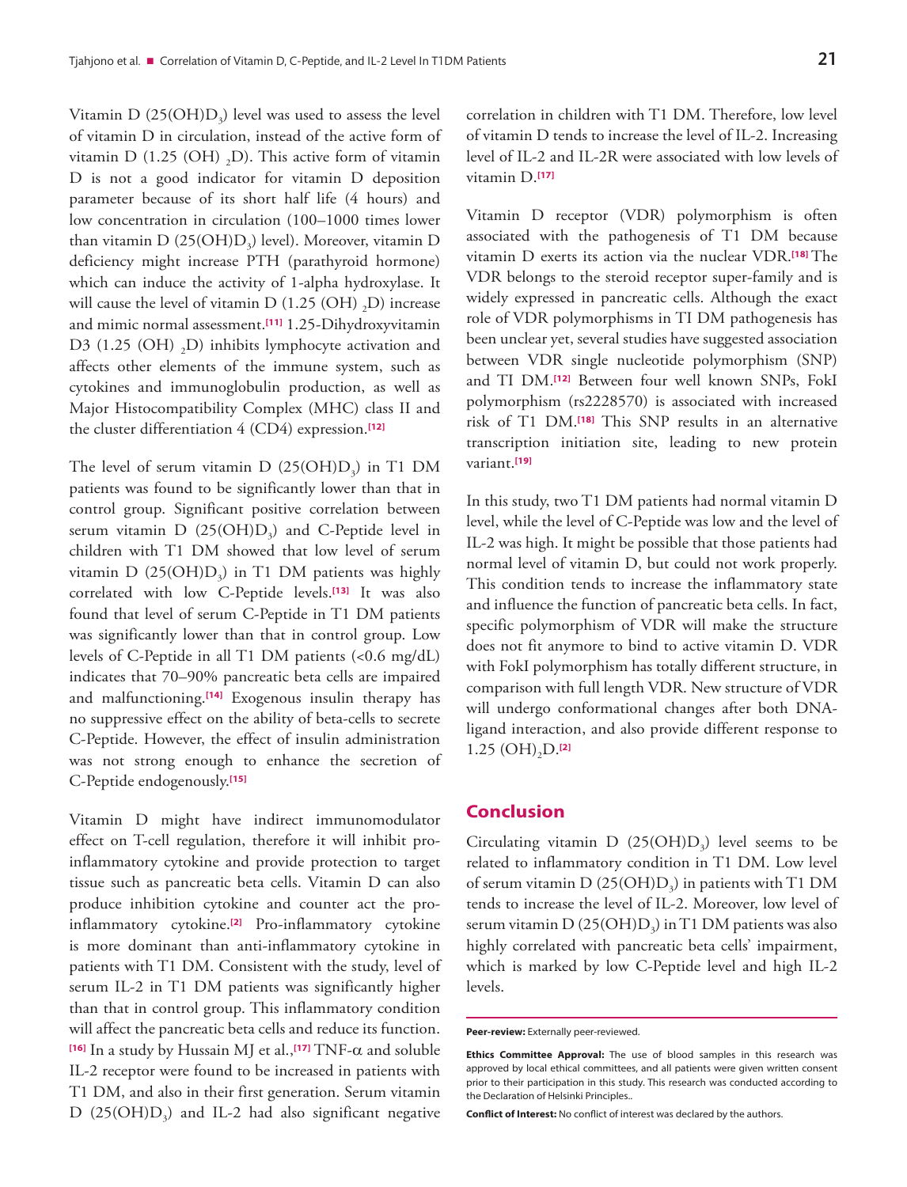Vitamin D ($25(OH)D_3$) level was used to assess the level of vitamin D in circulation, instead of the active form of vitamin D ($1.25 (OH)_2D$). This active form of vitamin D is not a good indicator for vitamin D deposition parameter because of its short half life (4 hours) and low concentration in circulation (100–1000 times lower than vitamin D ($25(OH)D_3$) level). Moreover, vitamin D deficiency might increase PTH (parathyroid hormone) which can induce the activity of 1-alpha hydroxylase. It will cause the level of vitamin D ($1.25 (OH)_2D$) increase and mimic normal assessment.[11] 1.25-Dihydroxyvitamin D3 ($1.25 (OH)_2D$) inhibits lymphocyte activation and affects other elements of the immune system, such as cytokines and immunoglobulin production, as well as Major Histocompatibility Complex (MHC) class II and the cluster differentiation 4 (CD4) expression.[12]

The level of serum vitamin D ($25(OH)D_3$) in T1 DM patients was found to be significantly lower than that in control group. Significant positive correlation between serum vitamin D ($25(OH)D_3$) and C-Peptide level in children with T1 DM showed that low level of serum vitamin D ($25(OH)D_3$) in T1 DM patients was highly correlated with low C-Peptide levels.[13] It was also found that level of serum C-Peptide in T1 DM patients was significantly lower than that in control group. Low levels of C-Peptide in all T1 DM patients (<0.6 mg/dL) indicates that 70–90% pancreatic beta cells are impaired and malfunctioning.[14] Exogenous insulin therapy has no suppressive effect on the ability of beta-cells to secrete C-Peptide. However, the effect of insulin administration was not strong enough to enhance the secretion of C-Peptide endogenously.[15]

Vitamin D might have indirect immunomodulator effect on T-cell regulation, therefore it will inhibit pro-inflammatory cytokine and provide protection to target tissue such as pancreatic beta cells. Vitamin D can also produce inhibition cytokine and counter act the pro-inflammatory cytokine.[2] Pro-inflammatory cytokine is more dominant than anti-inflammatory cytokine in patients with T1 DM. Consistent with the study, level of serum IL-2 in T1 DM patients was significantly higher than that in control group. This inflammatory condition will affect the pancreatic beta cells and reduce its function.[16] In a study by Hussain MJ et al.,[17] TNF-$\alpha$ and soluble IL-2 receptor were found to be increased in patients with T1 DM, and also in their first generation. Serum vitamin D ($25(OH)D_3$) and IL-2 had also significant negative correlation in children with T1 DM. Therefore, low level of vitamin D tends to increase the level of IL-2. Increasing level of IL-2 and IL-2R were associated with low levels of vitamin D.[17]

Vitamin D receptor (VDR) polymorphism is often associated with the pathogenesis of T1 DM because vitamin D exerts its action via the nuclear VDR.[18] The VDR belongs to the steroid receptor super-family and is widely expressed in pancreatic cells. Although the exact role of VDR polymorphisms in TI DM pathogenesis has been unclear yet, several studies have suggested association between VDR single nucleotide polymorphism (SNP) and TI DM.[12] Between four well known SNPs, FokI polymorphism (rs2228570) is associated with increased risk of T1 DM.[18] This SNP results in an alternative transcription initiation site, leading to new protein variant.[19]

In this study, two T1 DM patients had normal vitamin D level, while the level of C-Peptide was low and the level of IL-2 was high. It might be possible that those patients had normal level of vitamin D, but could not work properly. This condition tends to increase the inflammatory state and influence the function of pancreatic beta cells. In fact, specific polymorphism of VDR will make the structure does not fit anymore to bind to active vitamin D. VDR with FokI polymorphism has totally different structure, in comparison with full length VDR. New structure of VDR will undergo conformational changes after both DNA-ligand interaction, and also provide different response to $1.25 (OH)_2D$.[2]

## Conclusion

Circulating vitamin D ($25(OH)D_3$) level seems to be related to inflammatory condition in T1 DM. Low level of serum vitamin D ($25(OH)D_3$) in patients with T1 DM tends to increase the level of IL-2. Moreover, low level of serum vitamin D ($25(OH)D_3$) in T1 DM patients was also highly correlated with pancreatic beta cells' impairment, which is marked by low C-Peptide level and high IL-2 levels.

**Peer-review:** Externally peer-reviewed.

**Ethics Committee Approval:** The use of blood samples in this research was approved by local ethical committees, and all patients were given written consent prior to their participation in this study. This research was conducted according to the Declaration of Helsinki Principles..

**Conflict of Interest:** No conflict of interest was declared by the authors.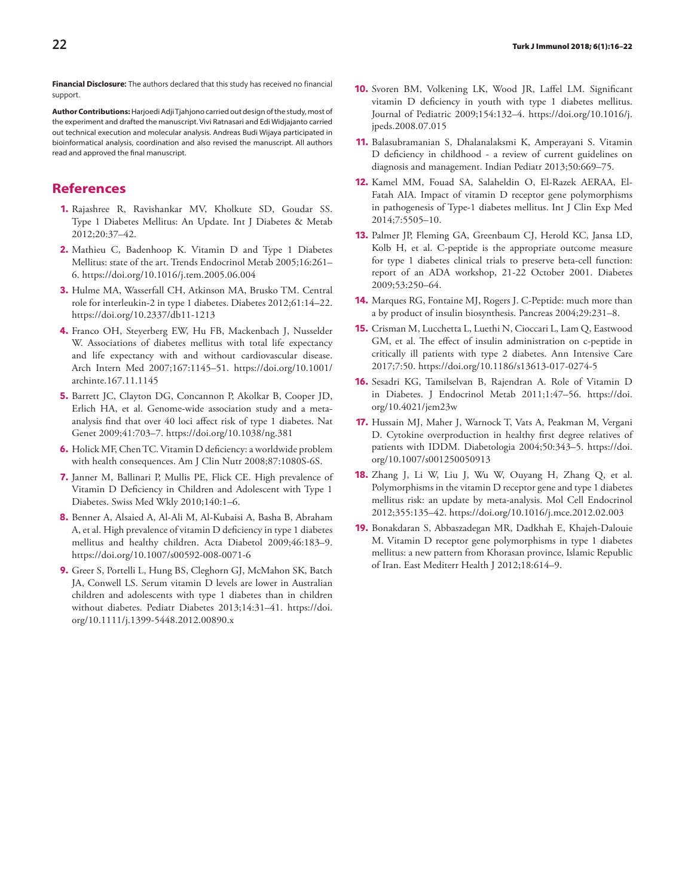**Financial Disclosure:** The authors declared that this study has received no financial support.

**Author Contributions:** Harjoedi Adji Tjahjono carried out design of the study, most of the experiment and drafted the manuscript. Vivi Ratnasari and Edi Widjajanto carried out technical execution and molecular analysis. Andreas Budi Wijaya participated in bioinformatical analysis, coordination and also revised the manuscript. All authors read and approved the final manuscript.

## References

1. Rajashree R, Ravishankar MV, Kholkute SD, Goudar SS. Type 1 Diabetes Mellitus: An Update. Int J Diabetes & Metab 2012;20:37–42.
2. Mathieu C, Badenhoop K. Vitamin D and Type 1 Diabetes Mellitus: state of the art. Trends Endocrinol Metab 2005;16:261–6. https://doi.org/10.1016/j.tem.2005.06.004
3. Hulme MA, Wasserfall CH, Atkinson MA, Brusko TM. Central role for interleukin-2 in type 1 diabetes. Diabetes 2012;61:14–22. https://doi.org/10.2337/db11-1213
4. Franco OH, Steyerberg EW, Hu FB, Mackenbach J, Nusselder W. Associations of diabetes mellitus with total life expectancy and life expectancy with and without cardiovascular disease. Arch Intern Med 2007;167:1145–51. https://doi.org/10.1001/archinte.167.11.1145
5. Barrett JC, Clayton DG, Concannon P, Akolkar B, Cooper JD, Erlich HA, et al. Genome-wide association study and a meta-analysis find that over 40 loci affect risk of type 1 diabetes. Nat Genet 2009;41:703–7. https://doi.org/10.1038/ng.381
6. Holick MF, Chen TC. Vitamin D deficiency: a worldwide problem with health consequences. Am J Clin Nutr 2008;87:1080S-6S.
7. Janner M, Ballinari P, Mullis PE, Flick CE. High prevalence of Vitamin D Deficiency in Children and Adolescent with Type 1 Diabetes. Swiss Med Wkly 2010;140:1–6.
8. Benner A, Alsaied A, Al-Ali M, Al-Kubaisi A, Basha B, Abraham A, et al. High prevalence of vitamin D deficiency in type 1 diabetes mellitus and healthy children. Acta Diabetol 2009;46:183–9. https://doi.org/10.1007/s00592-008-0071-6
9. Greer S, Portelli L, Hung BS, Cleghorn GJ, McMahon SK, Batch JA, Conwell LS. Serum vitamin D levels are lower in Australian children and adolescents with type 1 diabetes than in children without diabetes. Pediatr Diabetes 2013;14:31–41. https://doi.org/10.1111/j.1399-5448.2012.00890.x
10. Svoren BM, Volkening LK, Wood JR, Laffel LM. Significant vitamin D deficiency in youth with type 1 diabetes mellitus. Journal of Pediatric 2009;154:132–4. https://doi.org/10.1016/j.jpeds.2008.07.015
11. Balasubramanian S, Dhalanalaksmi K, Amperayani S. Vitamin D deficiency in childhood - a review of current guidelines on diagnosis and management. Indian Pediatr 2013;50:669–75.
12. Kamel MM, Fouad SA, Salaheldin O, El-Razek AERAA, El-Fatah AIA. Impact of vitamin D receptor gene polymorphisms in pathogenesis of Type-1 diabetes mellitus. Int J Clin Exp Med 2014;7:5505–10.
13. Palmer JP, Fleming GA, Greenbaum CJ, Herold KC, Jansa LD, Kolb H, et al. C-peptide is the appropriate outcome measure for type 1 diabetes clinical trials to preserve beta-cell function: report of an ADA workshop, 21-22 October 2001. Diabetes 2009;53:250–64.
14. Marques RG, Fontaine MJ, Rogers J. C-Peptide: much more than a by product of insulin biosynthesis. Pancreas 2004;29:231–8.
15. Crisman M, Lucchetta L, Luethi N, Cioccari L, Lam Q, Eastwood GM, et al. The effect of insulin administration on c-peptide in critically ill patients with type 2 diabetes. Ann Intensive Care 2017;7:50. https://doi.org/10.1186/s13613-017-0274-5
16. Sesadri KG, Tamilselvan B, Rajendran A. Role of Vitamin D in Diabetes. J Endocrinol Metab 2011;1:47–56. https://doi.org/10.4021/jem23w
17. Hussain MJ, Maher J, Warnock T, Vats A, Peakman M, Vergani D. Cytokine overproduction in healthy first degree relatives of patients with IDDM. Diabetologia 2004;50:343–5. https://doi.org/10.1007/s001250050913
18. Zhang J, Li W, Liu J, Wu W, Ouyang H, Zhang Q, et al. Polymorphisms in the vitamin D receptor gene and type 1 diabetes mellitus risk: an update by meta-analysis. Mol Cell Endocrinol 2012;355:135–42. https://doi.org/10.1016/j.mce.2012.02.003
19. Bonakdaran S, Abbaszadegan MR, Dadkhah E, Khajeh-Dalouie M. Vitamin D receptor gene polymorphisms in type 1 diabetes mellitus: a new pattern from Khorasan province, Islamic Republic of Iran. East Mediterr Health J 2012;18:614–9.